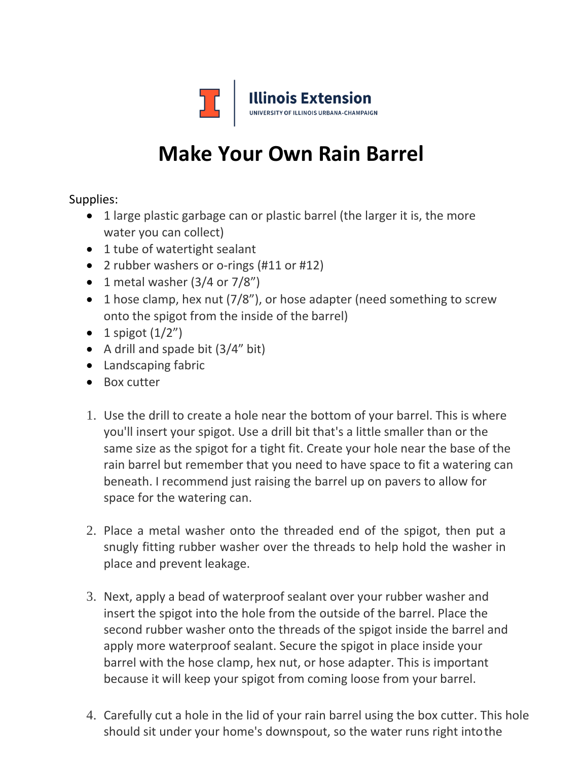Illinois Extension
UNIVERSITY OF ILLINOIS URBANA-CHAMPAIGN

# Make Your Own Rain Barrel

Supplies:

- 1 large plastic garbage can or plastic barrel (the larger it is, the more water you can collect)
- 1 tube of watertight sealant
- 2 rubber washers or o-rings (#11 or #12)
- 1 metal washer (3/4 or 7/8")
- 1 hose clamp, hex nut (7/8"), or hose adapter (need something to screw onto the spigot from the inside of the barrel)
- 1 spigot (1/2")
- A drill and spade bit (3/4" bit)
- Landscaping fabric
- Box cutter

1. Use the drill to create a hole near the bottom of your barrel. This is where you'll insert your spigot. Use a drill bit that's a little smaller than or the same size as the spigot for a tight fit. Create your hole near the base of the rain barrel but remember that you need to have space to fit a watering can beneath. I recommend just raising the barrel up on pavers to allow for space for the watering can.

2. Place a metal washer onto the threaded end of the spigot, then put a snugly fitting rubber washer over the threads to help hold the washer in place and prevent leakage.

3. Next, apply a bead of waterproof sealant over your rubber washer and insert the spigot into the hole from the outside of the barrel. Place the second rubber washer onto the threads of the spigot inside the barrel and apply more waterproof sealant. Secure the spigot in place inside your barrel with the hose clamp, hex nut, or hose adapter. This is important because it will keep your spigot from coming loose from your barrel.

4. Carefully cut a hole in the lid of your rain barrel using the box cutter. This hole should sit under your home's downspout, so the water runs right into the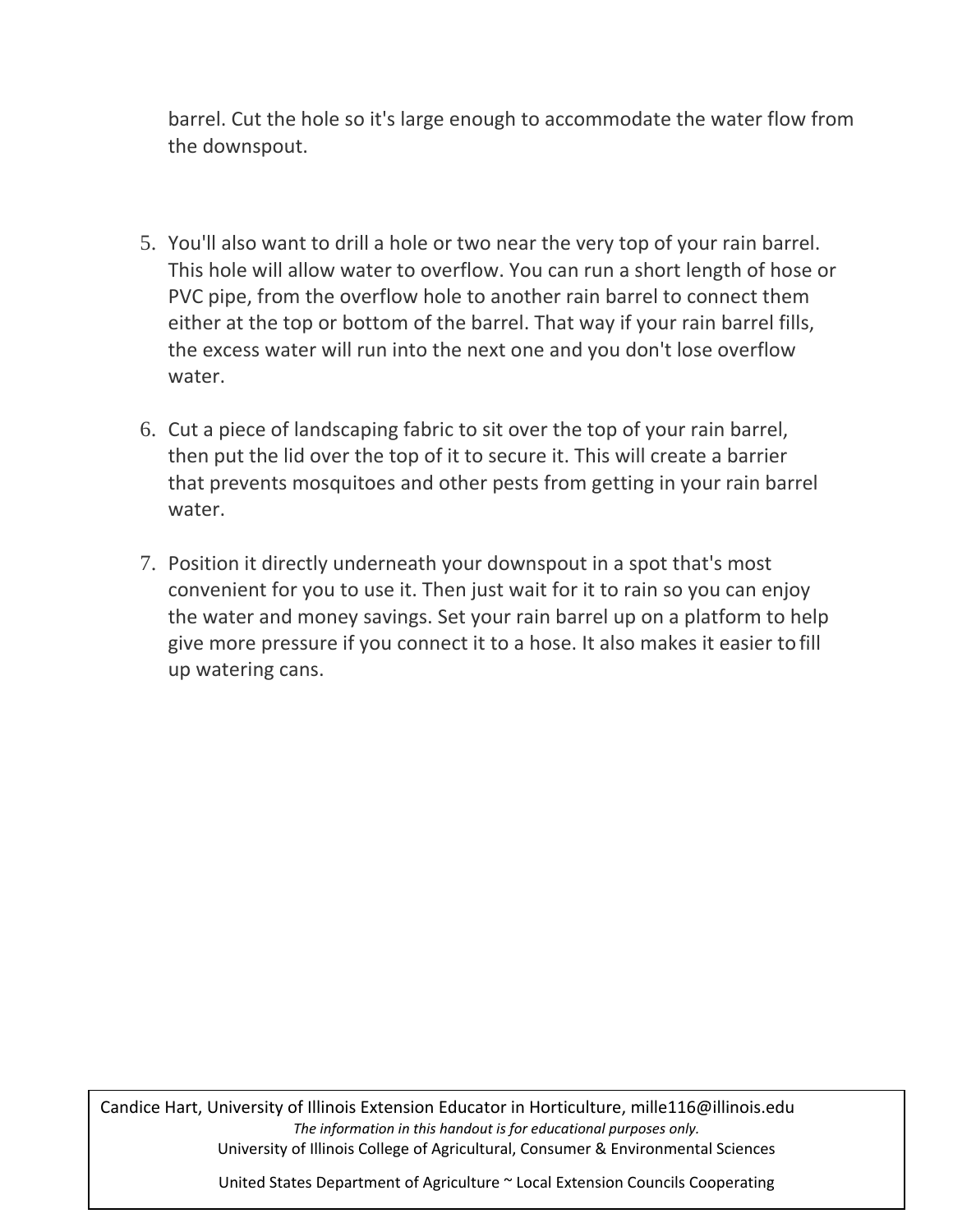barrel. Cut the hole so it's large enough to accommodate the water flow from the downspout.

5. You'll also want to drill a hole or two near the very top of your rain barrel. This hole will allow water to overflow. You can run a short length of hose or PVC pipe, from the overflow hole to another rain barrel to connect them either at the top or bottom of the barrel. That way if your rain barrel fills, the excess water will run into the next one and you don't lose overflow water.

6. Cut a piece of landscaping fabric to sit over the top of your rain barrel, then put the lid over the top of it to secure it. This will create a barrier that prevents mosquitoes and other pests from getting in your rain barrel water.

7. Position it directly underneath your downspout in a spot that's most convenient for you to use it. Then just wait for it to rain so you can enjoy the water and money savings. Set your rain barrel up on a platform to help give more pressure if you connect it to a hose. It also makes it easier to fill up watering cans.

Candice Hart, University of Illinois Extension Educator in Horticulture, mille116@illinois.edu

*The information in this handout is for educational purposes only.*

University of Illinois College of Agricultural, Consumer & Environmental Sciences

United States Department of Agriculture ~ Local Extension Councils Cooperating